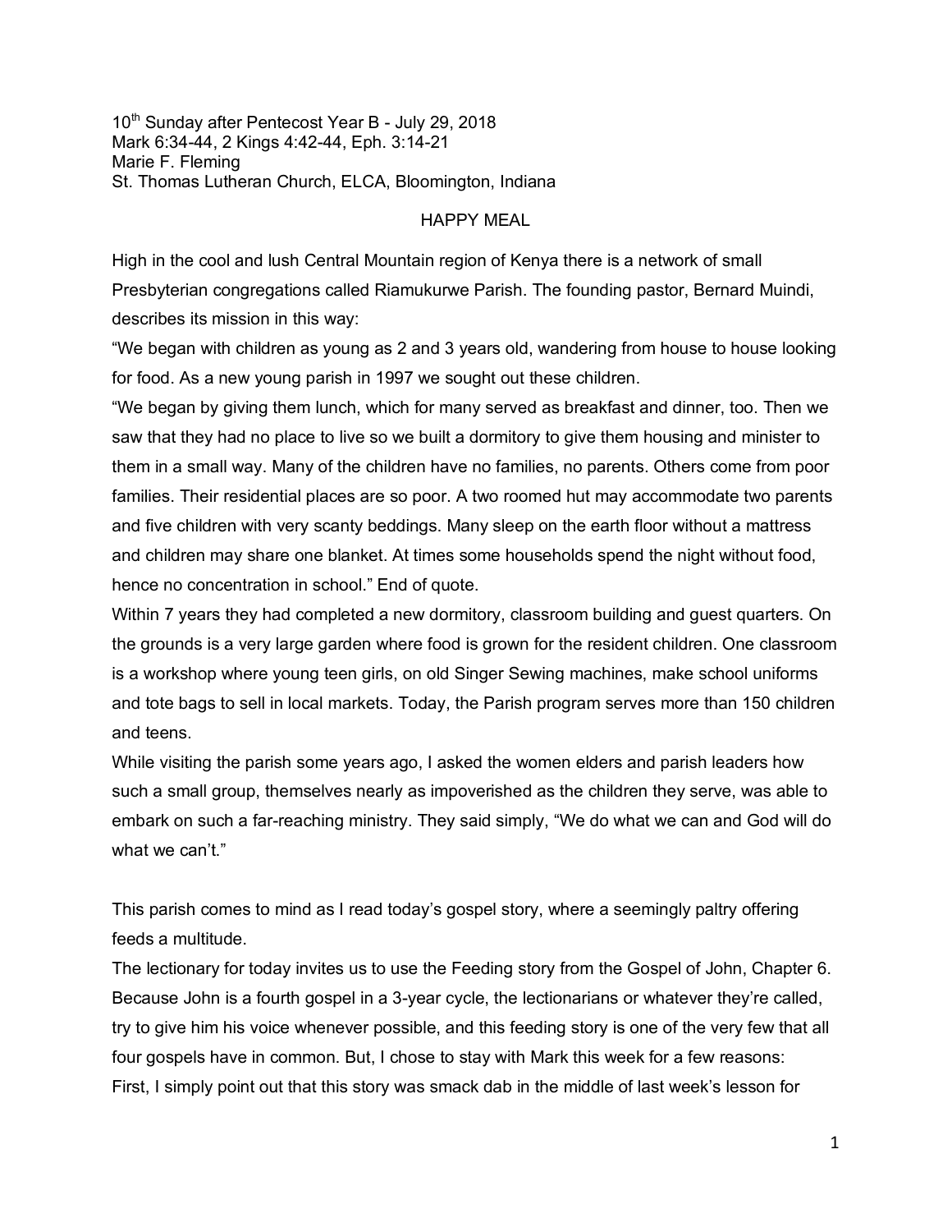10th Sunday after Pentecost Year B - July 29, 2018
Mark 6:34-44, 2 Kings 4:42-44, Eph. 3:14-21
Marie F. Fleming
St. Thomas Lutheran Church, ELCA, Bloomington, Indiana

# HAPPY MEAL

High in the cool and lush Central Mountain region of Kenya there is a network of small Presbyterian congregations called Riamukurwe Parish. The founding pastor, Bernard Muindi, describes its mission in this way:

"We began with children as young as 2 and 3 years old, wandering from house to house looking for food. As a new young parish in 1997 we sought out these children.

"We began by giving them lunch, which for many served as breakfast and dinner, too. Then we saw that they had no place to live so we built a dormitory to give them housing and minister to them in a small way. Many of the children have no families, no parents. Others come from poor families. Their residential places are so poor. A two roomed hut may accommodate two parents and five children with very scanty beddings. Many sleep on the earth floor without a mattress and children may share one blanket. At times some households spend the night without food, hence no concentration in school." End of quote.

Within 7 years they had completed a new dormitory, classroom building and guest quarters. On the grounds is a very large garden where food is grown for the resident children. One classroom is a workshop where young teen girls, on old Singer Sewing machines, make school uniforms and tote bags to sell in local markets. Today, the Parish program serves more than 150 children and teens.

While visiting the parish some years ago, I asked the women elders and parish leaders how such a small group, themselves nearly as impoverished as the children they serve, was able to embark on such a far-reaching ministry. They said simply, "We do what we can and God will do what we can't."

This parish comes to mind as I read today's gospel story, where a seemingly paltry offering feeds a multitude.

The lectionary for today invites us to use the Feeding story from the Gospel of John, Chapter 6. Because John is a fourth gospel in a 3-year cycle, the lectionarians or whatever they're called, try to give him his voice whenever possible, and this feeding story is one of the very few that all four gospels have in common. But, I chose to stay with Mark this week for a few reasons:

First, I simply point out that this story was smack dab in the middle of last week's lesson for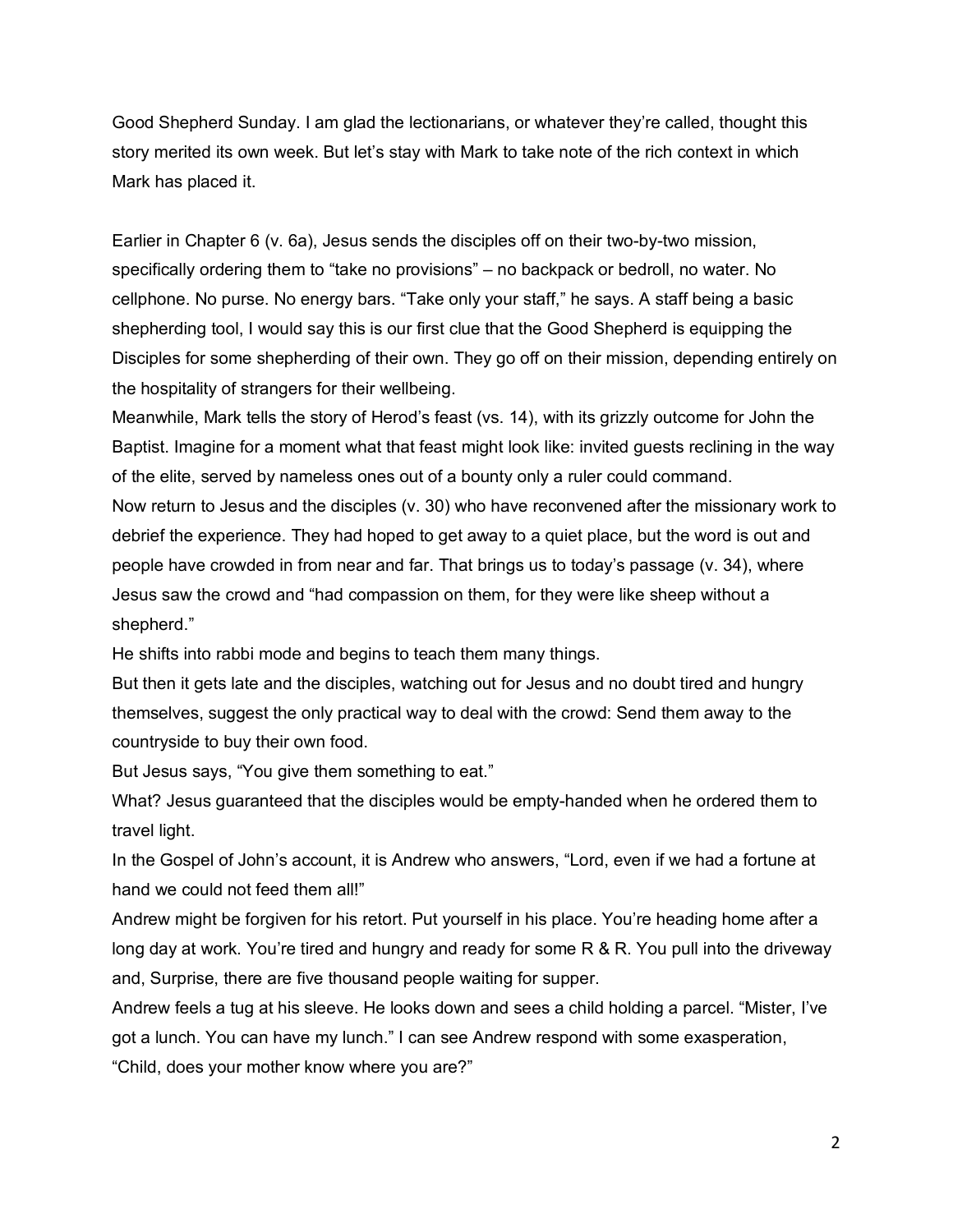Good Shepherd Sunday. I am glad the lectionarians, or whatever they're called, thought this story merited its own week. But let's stay with Mark to take note of the rich context in which Mark has placed it.

Earlier in Chapter 6 (v. 6a), Jesus sends the disciples off on their two-by-two mission, specifically ordering them to "take no provisions" – no backpack or bedroll, no water. No cellphone. No purse. No energy bars. "Take only your staff," he says. A staff being a basic shepherding tool, I would say this is our first clue that the Good Shepherd is equipping the Disciples for some shepherding of their own. They go off on their mission, depending entirely on the hospitality of strangers for their wellbeing.

Meanwhile, Mark tells the story of Herod's feast (vs. 14), with its grizzly outcome for John the Baptist. Imagine for a moment what that feast might look like: invited guests reclining in the way of the elite, served by nameless ones out of a bounty only a ruler could command.

Now return to Jesus and the disciples (v. 30) who have reconvened after the missionary work to debrief the experience. They had hoped to get away to a quiet place, but the word is out and people have crowded in from near and far. That brings us to today's passage (v. 34), where Jesus saw the crowd and "had compassion on them, for they were like sheep without a shepherd."

He shifts into rabbi mode and begins to teach them many things.

But then it gets late and the disciples, watching out for Jesus and no doubt tired and hungry themselves, suggest the only practical way to deal with the crowd: Send them away to the countryside to buy their own food.

But Jesus says, "You give them something to eat."

What? Jesus guaranteed that the disciples would be empty-handed when he ordered them to travel light.

In the Gospel of John's account, it is Andrew who answers, "Lord, even if we had a fortune at hand we could not feed them all!"

Andrew might be forgiven for his retort. Put yourself in his place. You're heading home after a long day at work. You're tired and hungry and ready for some R & R. You pull into the driveway and, Surprise, there are five thousand people waiting for supper.

Andrew feels a tug at his sleeve. He looks down and sees a child holding a parcel. "Mister, I've got a lunch. You can have my lunch." I can see Andrew respond with some exasperation, "Child, does your mother know where you are?"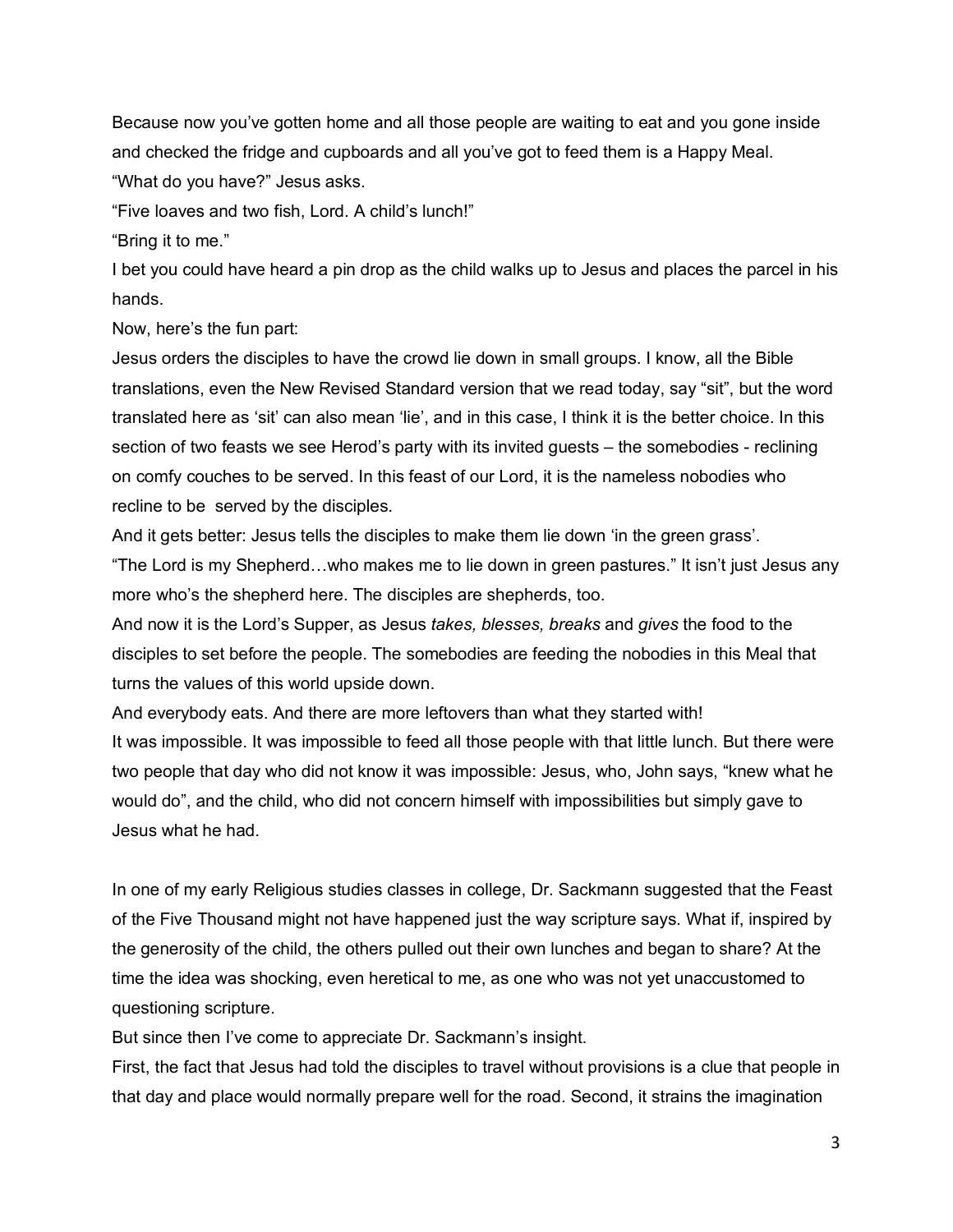Because now you've gotten home and all those people are waiting to eat and you gone inside and checked the fridge and cupboards and all you've got to feed them is a Happy Meal.

"What do you have?" Jesus asks.

"Five loaves and two fish, Lord. A child's lunch!"

"Bring it to me."

I bet you could have heard a pin drop as the child walks up to Jesus and places the parcel in his hands.

Now, here's the fun part:

Jesus orders the disciples to have the crowd lie down in small groups. I know, all the Bible translations, even the New Revised Standard version that we read today, say "sit", but the word translated here as 'sit' can also mean 'lie', and in this case, I think it is the better choice. In this section of two feasts we see Herod's party with its invited guests – the somebodies - reclining on comfy couches to be served. In this feast of our Lord, it is the nameless nobodies who recline to be served by the disciples.

And it gets better: Jesus tells the disciples to make them lie down 'in the green grass'.

"The Lord is my Shepherd…who makes me to lie down in green pastures." It isn't just Jesus any more who's the shepherd here. The disciples are shepherds, too.

And now it is the Lord's Supper, as Jesus *takes, blesses, breaks* and *gives* the food to the disciples to set before the people. The somebodies are feeding the nobodies in this Meal that turns the values of this world upside down.

And everybody eats. And there are more leftovers than what they started with!

It was impossible. It was impossible to feed all those people with that little lunch. But there were two people that day who did not know it was impossible: Jesus, who, John says, "knew what he would do", and the child, who did not concern himself with impossibilities but simply gave to Jesus what he had.

In one of my early Religious studies classes in college, Dr. Sackmann suggested that the Feast of the Five Thousand might not have happened just the way scripture says. What if, inspired by the generosity of the child, the others pulled out their own lunches and began to share? At the time the idea was shocking, even heretical to me, as one who was not yet unaccustomed to questioning scripture.

But since then I've come to appreciate Dr. Sackmann's insight.

First, the fact that Jesus had told the disciples to travel without provisions is a clue that people in that day and place would normally prepare well for the road. Second, it strains the imagination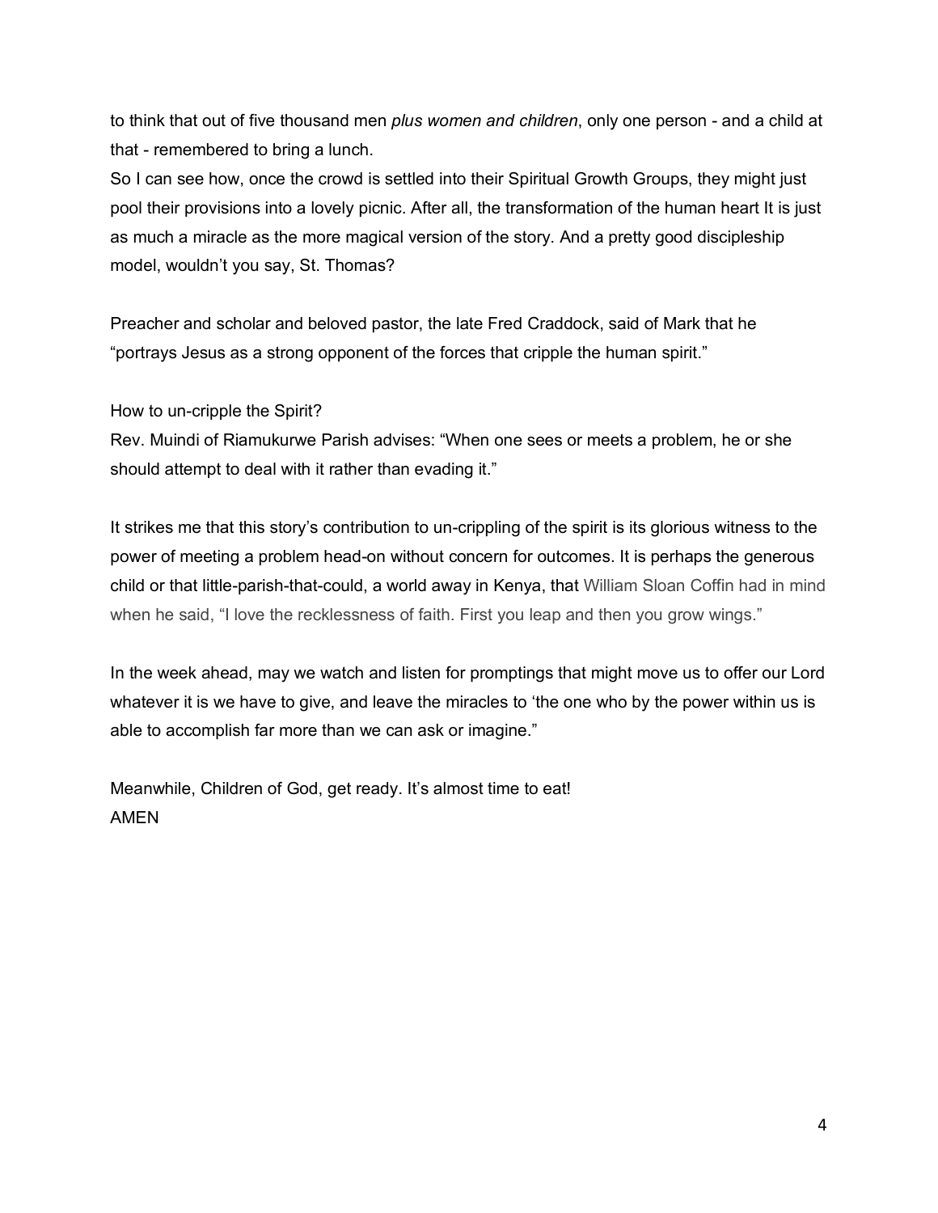to think that out of five thousand men *plus women and children*, only one person - and a child at that - remembered to bring a lunch.
So I can see how, once the crowd is settled into their Spiritual Growth Groups, they might just pool their provisions into a lovely picnic. After all, the transformation of the human heart It is just as much a miracle as the more magical version of the story. And a pretty good discipleship model, wouldn't you say, St. Thomas?

Preacher and scholar and beloved pastor, the late Fred Craddock, said of Mark that he "portrays Jesus as a strong opponent of the forces that cripple the human spirit."

How to un-cripple the Spirit?
Rev. Muindi of Riamukurwe Parish advises: "When one sees or meets a problem, he or she should attempt to deal with it rather than evading it."

It strikes me that this story's contribution to un-crippling of the spirit is its glorious witness to the power of meeting a problem head-on without concern for outcomes. It is perhaps the generous child or that little-parish-that-could, a world away in Kenya, that William Sloan Coffin had in mind when he said, "I love the recklessness of faith. First you leap and then you grow wings."

In the week ahead, may we watch and listen for promptings that might move us to offer our Lord whatever it is we have to give, and leave the miracles to 'the one who by the power within us is able to accomplish far more than we can ask or imagine."

Meanwhile, Children of God, get ready. It's almost time to eat!
AMEN